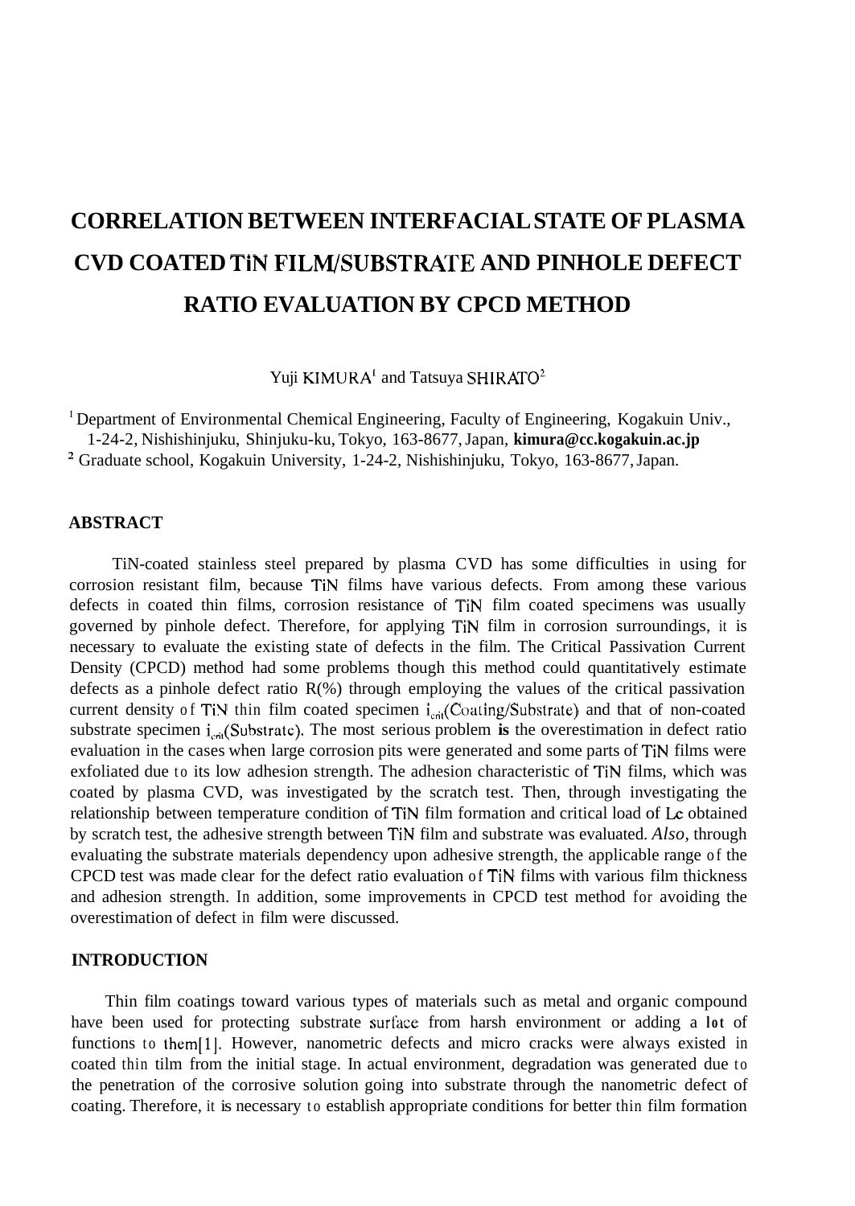# CORRELATION BETWEEN INTERFACIAL STATE OF PLASMA CVD COATED TiN FILM/SUBSTRATE AND PINHOLE DEFECT RATIO EVALUATION BY CPCD METHOD

Yuji KIMURA[1] and Tatsuya SHIRATO[2]

[1] Department of Environmental Chemical Engineering, Faculty of Engineering, Kogakuin Univ., 1-24-2, Nishishinjuku, Shinjuku-ku, Tokyo, 163-8677, Japan, **kimura@cc.kogakuin.ac.jp**
[2] Graduate school, Kogakuin University, 1-24-2, Nishishinjuku, Tokyo, 163-8677, Japan.

## ABSTRACT

TiN-coated stainless steel prepared by plasma CVD has some difficulties in using for corrosion resistant film, because TiN films have various defects. From among these various defects in coated thin films, corrosion resistance of TiN film coated specimens was usually governed by pinhole defect. Therefore, for applying TiN film in corrosion surroundings, it is necessary to evaluate the existing state of defects in the film. The Critical Passivation Current Density (CPCD) method had some problems though this method could quantitatively estimate defects as a pinhole defect ratio R(%) through employing the values of the critical passivation current density of TiN thin film coated specimen $i_{crit}$(Coating/Substrate) and that of non-coated substrate specimen $i_{crit}$(Substrate). The most serious problem **is** the overestimation in defect ratio evaluation in the cases when large corrosion pits were generated and some parts of TiN films were exfoliated due to its low adhesion strength. The adhesion characteristic of TiN films, which was coated by plasma CVD, was investigated by the scratch test. Then, through investigating the relationship between temperature condition of TiN film formation and critical load of Lc obtained by scratch test, the adhesive strength between TiN film and substrate was evaluated. *Also,* through evaluating the substrate materials dependency upon adhesive strength, the applicable range of the CPCD test was made clear for the defect ratio evaluation of TiN films with various film thickness and adhesion strength. In addition, some improvements in CPCD test method for avoiding the overestimation of defect in film were discussed.

## INTRODUCTION

Thin film coatings toward various types of materials such as metal and organic compound have been used for protecting substrate surface from harsh environment or adding a lot of functions to them[1]. However, nanometric defects and micro cracks were always existed in coated thin tilm from the initial stage. In actual environment, degradation was generated due to the penetration of the corrosive solution going into substrate through the nanometric defect of coating. Therefore, it is necessary to establish appropriate conditions for better thin film formation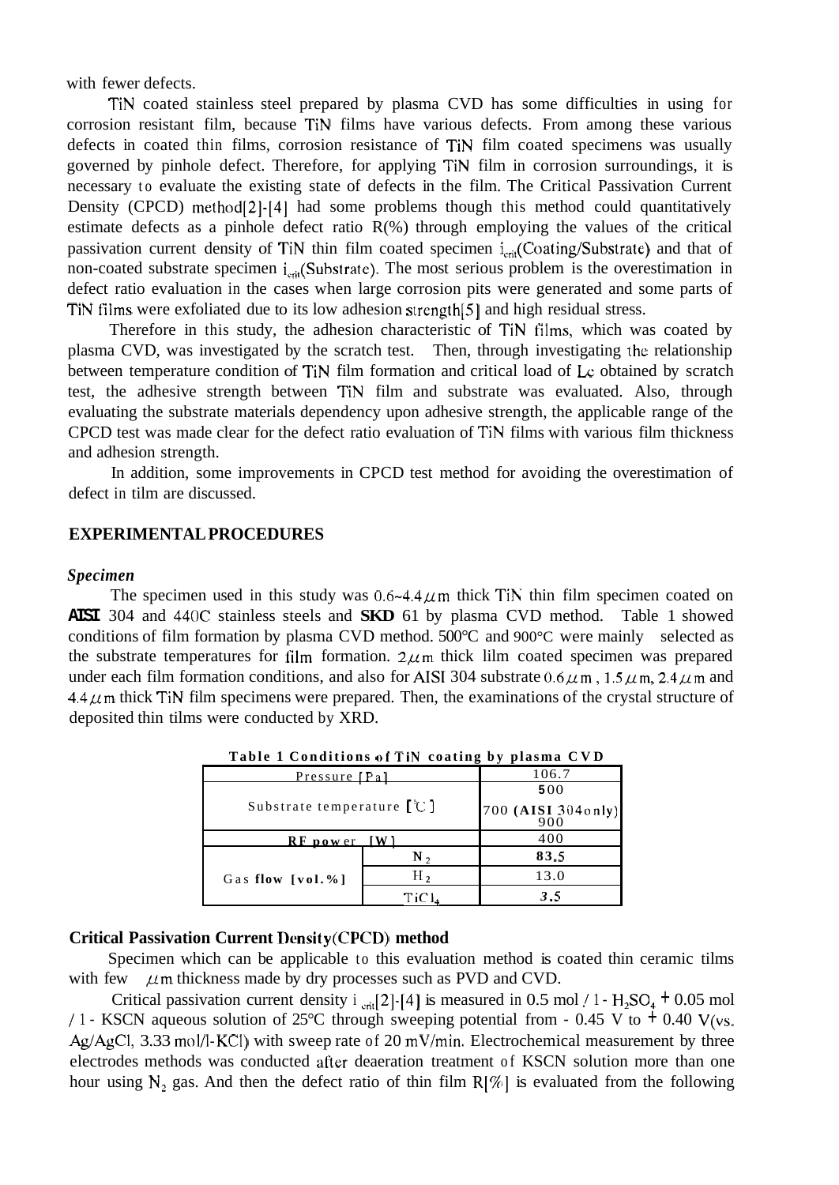with fewer defects.

TiN coated stainless steel prepared by plasma CVD has some difficulties in using for corrosion resistant film, because TiN films have various defects. From among these various defects in coated thin films, corrosion resistance of TiN film coated specimens was usually governed by pinhole defect. Therefore, for applying TiN film in corrosion surroundings, it is necessary to evaluate the existing state of defects in the film. The Critical Passivation Current Density (CPCD) method[2]-[4] had some problems though this method could quantitatively estimate defects as a pinhole defect ratio R(%) through employing the values of the critical passivation current density of TiN thin film coated specimen $i_{crit}$(Coating/Substrate) and that of non-coated substrate specimen $i_{crit}$(Substrate). The most serious problem is the overestimation in defect ratio evaluation in the cases when large corrosion pits were generated and some parts of TiN films were exfoliated due to its low adhesion strength[5] and high residual stress.

Therefore in this study, the adhesion characteristic of TiN films, which was coated by plasma CVD, was investigated by the scratch test. Then, through investigating the relationship between temperature condition of TiN film formation and critical load of Lc obtained by scratch test, the adhesive strength between TiN film and substrate was evaluated. Also, through evaluating the substrate materials dependency upon adhesive strength, the applicable range of the CPCD test was made clear for the defect ratio evaluation of TiN films with various film thickness and adhesion strength.

In addition, some improvements in CPCD test method for avoiding the overestimation of defect in tilm are discussed.

## EXPERIMENTAL PROCEDURES

### *Specimen*

The specimen used in this study was 0.6~4.4$\mu$m thick TiN thin film specimen coated on **AISI** 304 and 440C stainless steels and **SKD** 61 by plasma CVD method. Table 1 showed conditions of film formation by plasma CVD method. 500°C and 900°C were mainly selected as the substrate temperatures for film formation. 2$\mu$m thick lilm coated specimen was prepared under each film formation conditions, and also for AISI 304 substrate 0.6$\mu$m, 1.5$\mu$m, 2.4$\mu$m and 4.4$\mu$m thick TiN film specimens were prepared. Then, the examinations of the crystal structure of deposited thin tilms were conducted by XRD.

**Table 1 Conditions of TiN coating by plasma CVD**

| Pressure [Pa] | | 106.7 |
|---|---|---|
| Substrate temperature [°C] | | 500<br>700 (AISI 304only)<br>900 |
| RF power [W] | | 400 |
| Gas flow [vol.%] | $N_2$ | 83.5 |
| | $H_2$ | 13.0 |
| | $TiCl_4$ | 3.5 |

### Critical Passivation Current Density(CPCD) method

Specimen which can be applicable to this evaluation method is coated thin ceramic tilms with few $\mu$m thickness made by dry processes such as PVD and CVD.

Critical passivation current density $i_{crit}$[2]-[4] is measured in 0.5 mol / l - $H_2SO_4$ + 0.05 mol / l - KSCN aqueous solution of 25°C through sweeping potential from - 0.45 V to + 0.40 V(vs. Ag/AgCl, 3.33 mol/l-KCl) with sweep rate of 20 mV/min. Electrochemical measurement by three electrodes methods was conducted after deaeration treatment of KSCN solution more than one hour using $N_2$ gas. And then the defect ratio of thin film R[%] is evaluated from the following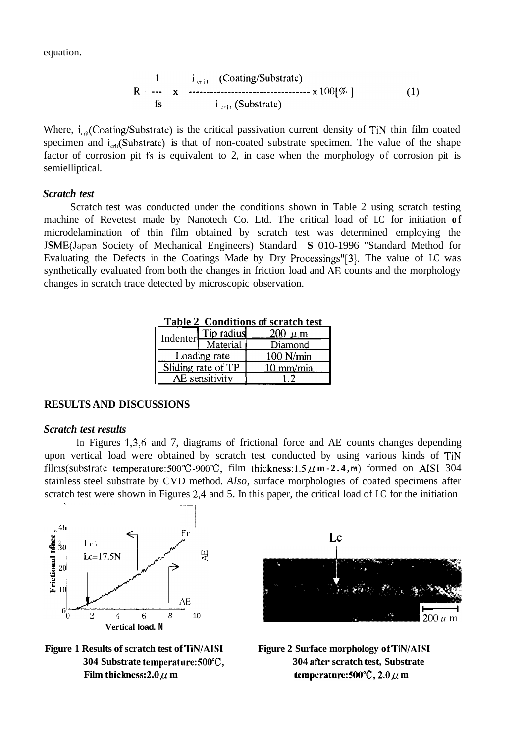equation.

$$R = \frac{1}{fs} \times \frac{i_{crit}\ (\text{Coating/Substrate})}{i_{crit}\ (\text{Substrate})} \times 100[\%] \quad (1)$$

Where, $i_{crit}$(Coating/Substrate) is the critical passivation current density of TiN thin film coated specimen and $i_{crit}$(Substrate) is that of non-coated substrate specimen. The value of the shape factor of corrosion pit fs is equivalent to 2, in case when the morphology of corrosion pit is semielliptical.

### *Scratch test*

Scratch test was conducted under the conditions shown in Table 2 using scratch testing machine of Revetest made by Nanotech Co. Ltd. The critical load of LC for initiation of microdelamination of thin film obtained by scratch test was determined employing the JSME(Japan Society of Mechanical Engineers) Standard S 010-1996 "Standard Method for Evaluating the Defects in the Coatings Made by Dry Processings"[3]. The value of LC was synthetically evaluated from both the changes in friction load and AE counts and the morphology changes in scratch trace detected by microscopic observation.

**Table 2 Conditions of scratch test**

| | | |
|---|---|---|
| Indenter | Tip radius | 200 μm |
| | Material | Diamond |
| Loading rate | | 100 N/min |
| Sliding rate of TP | | 10 mm/min |
| AE sensitivity | | 1.2 |

## RESULTS AND DISCUSSIONS

### *Scratch test results*

In Figures 1,3,6 and 7, diagrams of frictional force and AE counts changes depending upon vertical load were obtained by scratch test conducted by using various kinds of TiN films(substrate temperature:500℃-900℃, film thickness:1.5 μm-2.4 μm) formed on AISI 304 stainless steel substrate by CVD method. *Also,* surface morphologies of coated specimens after scratch test were shown in Figures 2,4 and 5. In this paper, the critical load of LC for the initiation

**Figure 1 Results of scratch test of TiN/AISI 304 Substrate temperature:500℃, Film thickness:2.0 μm**

**Figure 2 Surface morphology of TiN/AISI 304 after scratch test, Substrate temperature:500℃, 2.0 μm**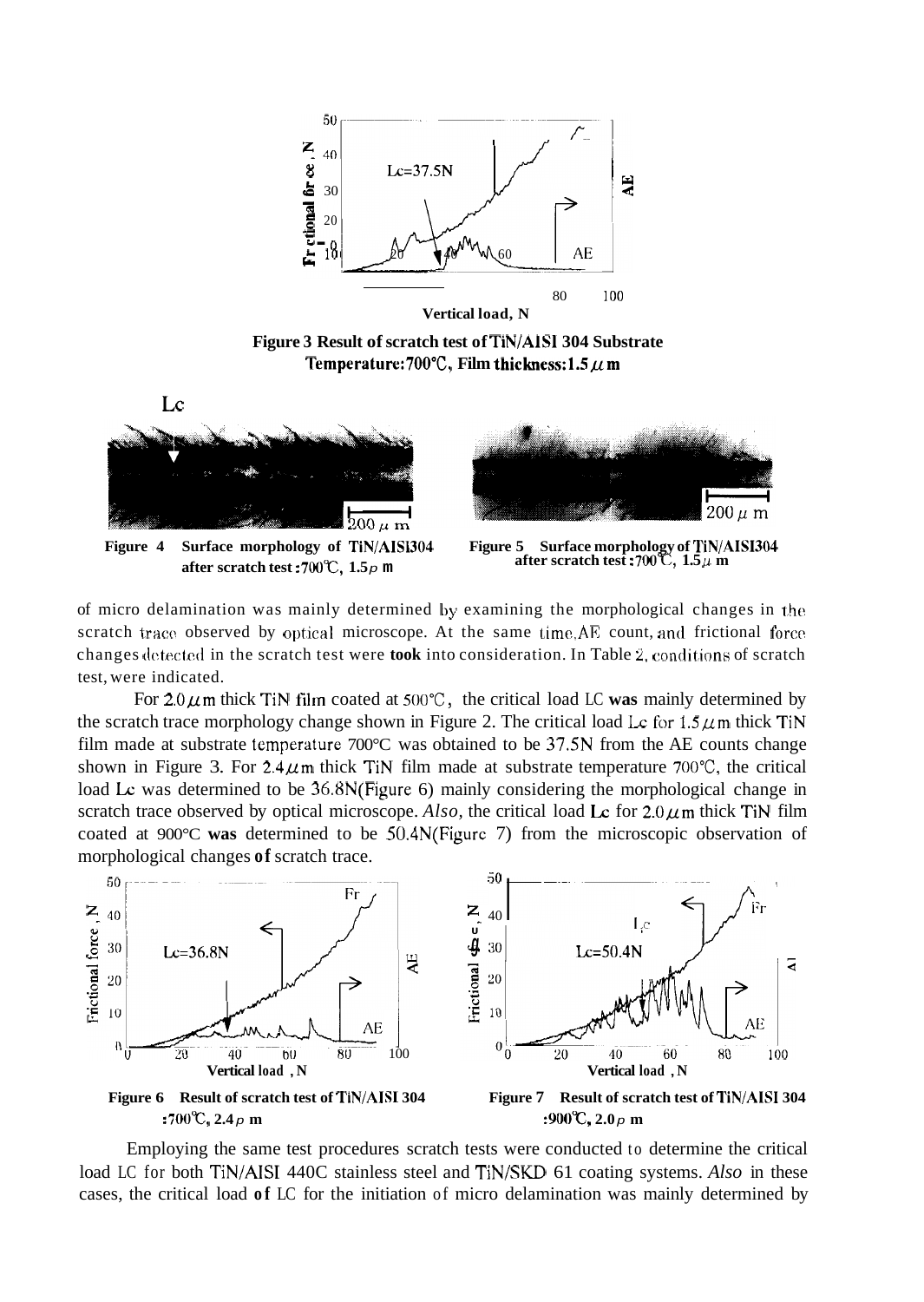**Figure 3 Result of scratch test of TiN/AISI 304 Substrate Temperature: 700℃, Film thickness: 1.5 $\mu$ m**

**Figure 4 Surface morphology of TiN/AISI304 after scratch test : 700℃, 1.5 $\mu$ m**

**Figure 5 Surface morphology of TiN/AISI304 after scratch test : 700℃, 1.5 $\mu$ m**

of micro delamination was mainly determined by examining the morphological changes in the scratch trace observed by optical microscope. At the same time, AE count, and frictional force changes detected in the scratch test were **took** into consideration. In Table 2, conditions of scratch test, were indicated.

For 2.0 $\mu$ m thick TiN film coated at 500℃, the critical load LC **was** mainly determined by the scratch trace morphology change shown in Figure 2. The critical load Lc for 1.5 $\mu$ m thick TiN film made at substrate temperature 700°C was obtained to be 37.5N from the AE counts change shown in Figure 3. For 2.4 $\mu$ m thick TiN film made at substrate temperature 700℃, the critical load Lc was determined to be 36.8N(Figure 6) mainly considering the morphological change in scratch trace observed by optical microscope. *Also*, the critical load Lc for 2.0 $\mu$ m thick TiN film coated at 900°C **was** determined to be 50.4N(Figure 7) from the microscopic observation of morphological changes **of** scratch trace.

**Figure 6 Result of scratch test of TiN/AISI 304 : 700℃, 2.4 $\mu$ m**

**Figure 7 Result of scratch test of TiN/AISI 304 : 900℃, 2.0 $\mu$ m**

Employing the same test procedures scratch tests were conducted to determine the critical load LC for both TiN/AISI 440C stainless steel and TiN/SKD 61 coating systems. *Also* in these cases, the critical load **of** LC for the initiation of micro delamination was mainly determined by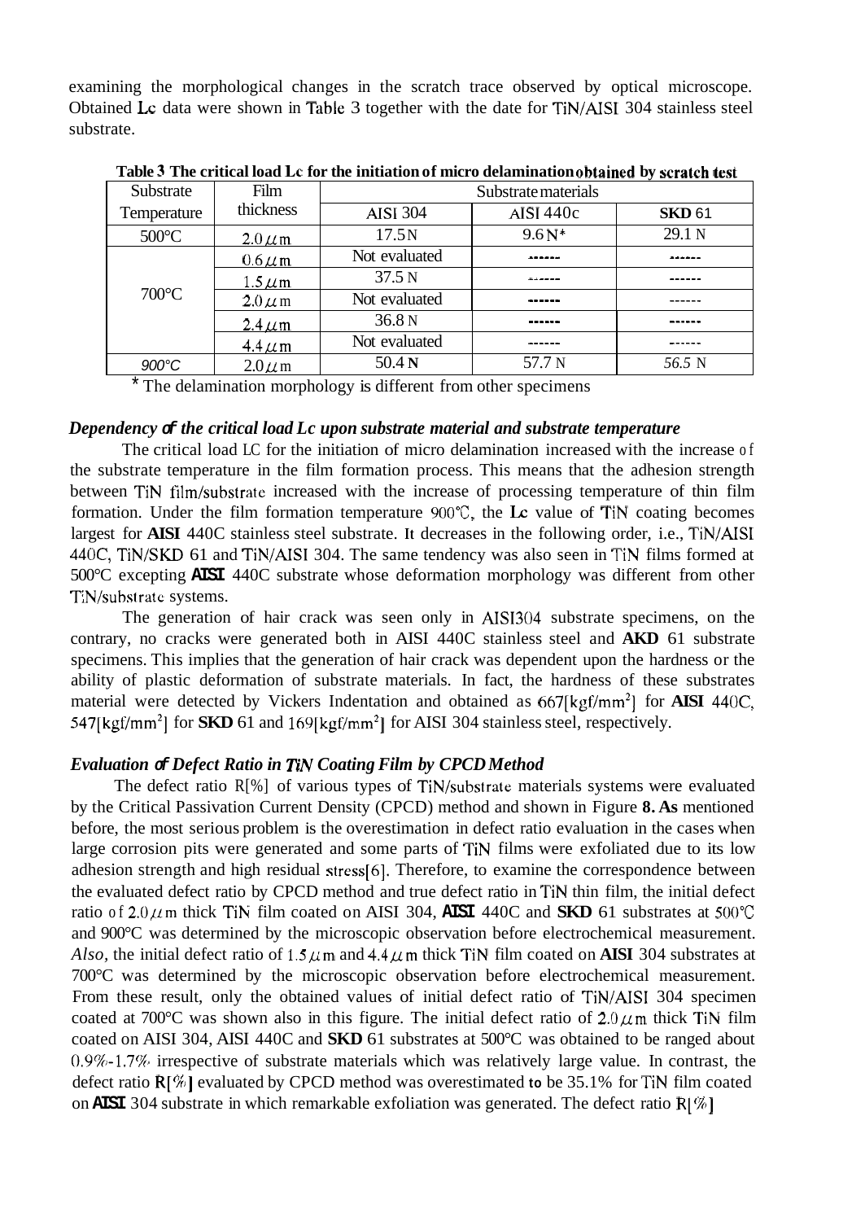examining the morphological changes in the scratch trace observed by optical microscope. Obtained Lc data were shown in Table 3 together with the date for TiN/AISI 304 stainless steel substrate.

**Table 3 The critical load Lc for the initiation of micro delamination obtained by scratch test**

| Substrate Temperature | Film thickness | Substrate materials | | |
|---|---|---|---|---|
| | | AISI 304 | AISI 440c | **SKD** 61 |
| 500°C | 2.0 $\mu$m | 17.5 N | 9.6 N* | 29.1 N |
| 700°C | 0.6 $\mu$m | Not evaluated | ------ | ------ |
| | 1.5 $\mu$m | 37.5 N | ------ | ------ |
| | 2.0 $\mu$m | Not evaluated | ------ | ------ |
| | 2.4 $\mu$m | 36.8 N | ------ | ------ |
| | 4.4 $\mu$m | Not evaluated | ------ | ------ |
| *900°C* | 2.0 $\mu$m | 50.4 **N** | 57.7 N | *56.5* N |

\* The delamination morphology is different from other specimens

***Dependency of the critical load Lc upon substrate material and substrate temperature***

The critical load LC for the initiation of micro delamination increased with the increase of the substrate temperature in the film formation process. This means that the adhesion strength between TiN film/substrate increased with the increase of processing temperature of thin film formation. Under the film formation temperature 900℃, the **Lc** value of TiN coating becomes largest for **AISI** 440C stainless steel substrate. It decreases in the following order, i.e., TiN/AISI 440C, TiN/SKD 61 and TiN/AISI 304. The same tendency was also seen in TiN films formed at 500°C excepting **AISI** 440C substrate whose deformation morphology was different from other TiN/substrate systems.

The generation of hair crack was seen only in AISI304 substrate specimens, on the contrary, no cracks were generated both in AISI 440C stainless steel and **AKD** 61 substrate specimens. This implies that the generation of hair crack was dependent upon the hardness or the ability of plastic deformation of substrate materials. In fact, the hardness of these substrates material were detected by Vickers Indentation and obtained as 667[$kgf/mm^2$] for **AISI** 440C, 547[$kgf/mm^2$] for **SKD** 61 and 169[$kgf/mm^2$] for AISI 304 stainless steel, respectively.

***Evaluation of Defect Ratio in TiN Coating Film by CPCD Method***

The defect ratio R[%] of various types of TiN/substrate materials systems were evaluated by the Critical Passivation Current Density (CPCD) method and shown in Figure **8. As** mentioned before, the most serious problem is the overestimation in defect ratio evaluation in the cases when large corrosion pits were generated and some parts of TiN films were exfoliated due to its low adhesion strength and high residual stress[6]. Therefore, to examine the correspondence between the evaluated defect ratio by CPCD method and true defect ratio in TiN thin film, the initial defect ratio of 2.0 $\mu$m thick TiN film coated on AISI 304, **AISI** 440C and **SKD** 61 substrates at 500℃ and 900°C was determined by the microscopic observation before electrochemical measurement. *Also,* the initial defect ratio of 1.5 $\mu$m and 4.4 $\mu$m thick TiN film coated on **AISI** 304 substrates at 700°C was determined by the microscopic observation before electrochemical measurement. From these result, only the obtained values of initial defect ratio of TiN/AISI 304 specimen coated at 700°C was shown also in this figure. The initial defect ratio of 2.0 $\mu$m thick TiN film coated on AISI 304, AISI 440C and **SKD** 61 substrates at 500°C was obtained to be ranged about 0.9%-1.7% irrespective of substrate materials which was relatively large value. In contrast, the defect ratio R[%] evaluated by CPCD method was overestimated **to** be 35.1% for TiN film coated on **AISI** 304 substrate in which remarkable exfoliation was generated. The defect ratio R[%]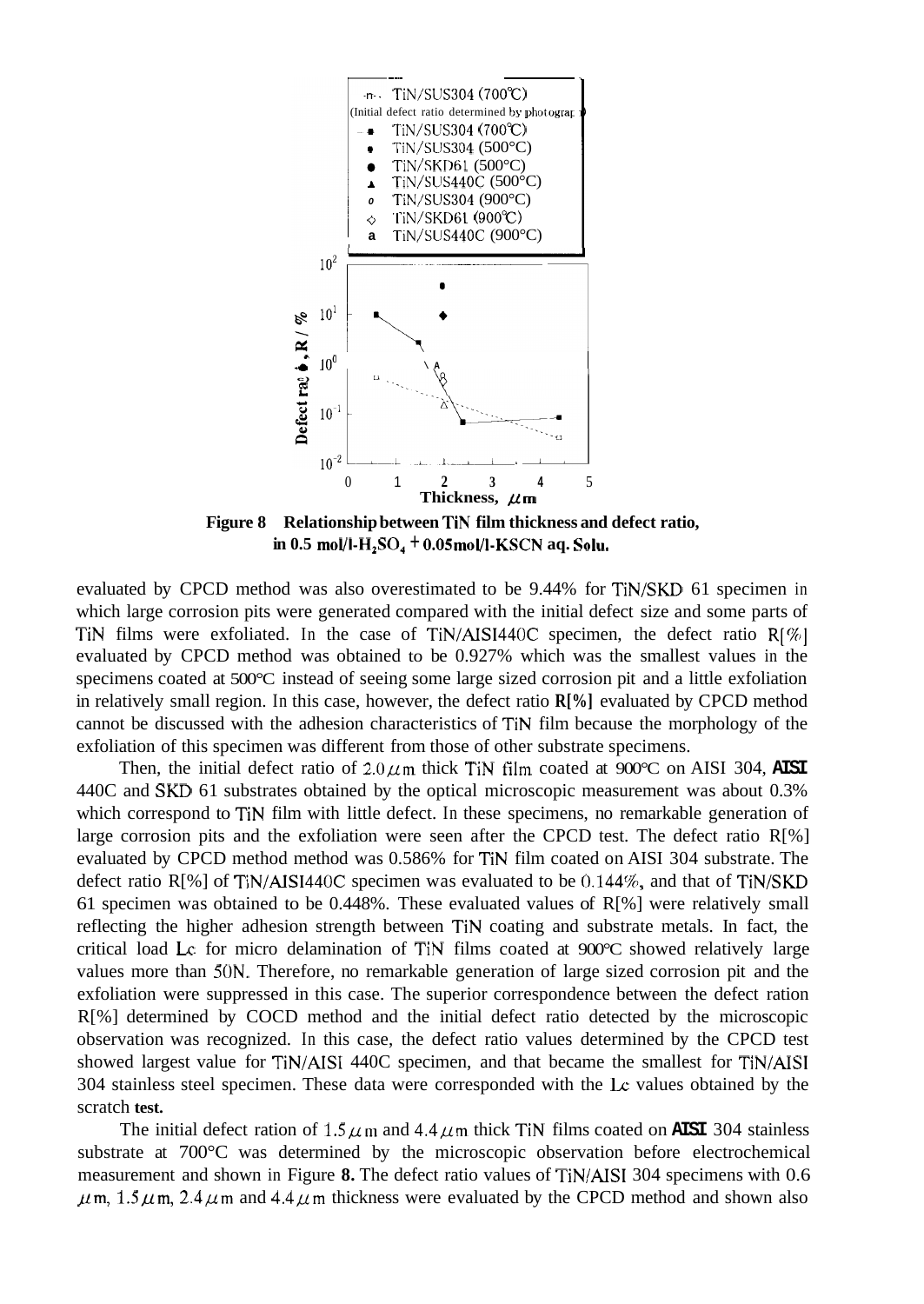**Figure 8 Relationship between TiN film thickness and defect ratio, in 0.5 mol/l-$H_2SO_4$ + 0.05mol/l-KSCN aq. Solu.**

evaluated by CPCD method was also overestimated to be 9.44% for TiN/SKD 61 specimen in which large corrosion pits were generated compared with the initial defect size and some parts of TiN films were exfoliated. In the case of TiN/AISI440C specimen, the defect ratio R[%] evaluated by CPCD method was obtained to be 0.927% which was the smallest values in the specimens coated at 500°C instead of seeing some large sized corrosion pit and a little exfoliation in relatively small region. In this case, however, the defect ratio **R[%]** evaluated by CPCD method cannot be discussed with the adhesion characteristics of TiN film because the morphology of the exfoliation of this specimen was different from those of other substrate specimens.

Then, the initial defect ratio of 2.0 $\mu$m thick TiN film coated at 900°C on AISI 304, **AISI** 440C and SKD 61 substrates obtained by the optical microscopic measurement was about 0.3% which correspond to TiN film with little defect. In these specimens, no remarkable generation of large corrosion pits and the exfoliation were seen after the CPCD test. The defect ratio R[%] evaluated by CPCD method method was 0.586% for TiN film coated on AISI 304 substrate. The defect ratio R[%] of TiN/AISI440C specimen was evaluated to be 0.144%, and that of TiN/SKD 61 specimen was obtained to be 0.448%. These evaluated values of R[%] were relatively small reflecting the higher adhesion strength between TiN coating and substrate metals. In fact, the critical load Lc for micro delamination of TiN films coated at 900°C showed relatively large values more than 50N. Therefore, no remarkable generation of large sized corrosion pit and the exfoliation were suppressed in this case. The superior correspondence between the defect ration R[%] determined by COCD method and the initial defect ratio detected by the microscopic observation was recognized. In this case, the defect ratio values determined by the CPCD test showed largest value for TiN/AISI 440C specimen, and that became the smallest for TiN/AISI 304 stainless steel specimen. These data were corresponded with the Lc values obtained by the scratch **test.**

The initial defect ration of 1.5 $\mu$m and 4.4 $\mu$m thick TiN films coated on **AISI** 304 stainless substrate at 700°C was determined by the microscopic observation before electrochemical measurement and shown in Figure **8.** The defect ratio values of TiN/AISI 304 specimens with 0.6 $\mu$m, 1.5 $\mu$m, 2.4 $\mu$m and 4.4 $\mu$m thickness were evaluated by the CPCD method and shown also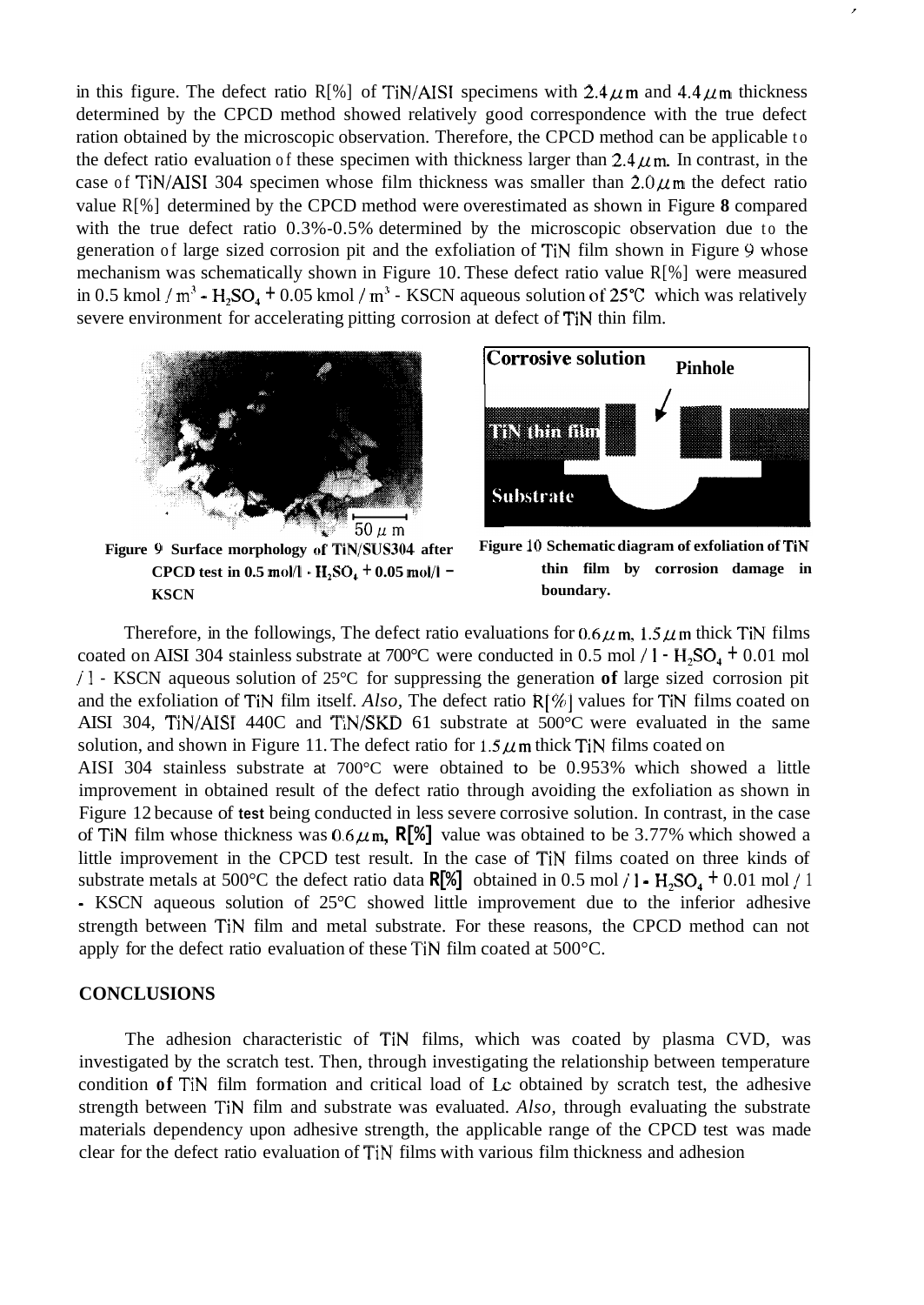in this figure. The defect ratio R[%] of TiN/AISI specimens with 2.4 $\mu$m and 4.4 $\mu$m thickness determined by the CPCD method showed relatively good correspondence with the true defect ration obtained by the microscopic observation. Therefore, the CPCD method can be applicable to the defect ratio evaluation of these specimen with thickness larger than 2.4 $\mu$m. In contrast, in the case of TiN/AISI 304 specimen whose film thickness was smaller than 2.0 $\mu$m the defect ratio value R[%] determined by the CPCD method were overestimated as shown in Figure **8** compared with the true defect ratio 0.3%-0.5% determined by the microscopic observation due to the generation of large sized corrosion pit and the exfoliation of TiN film shown in Figure 9 whose mechanism was schematically shown in Figure 10. These defect ratio value R[%] were measured in 0.5 kmol / $m^3$ - $H_2SO_4$ + 0.05 kmol / $m^3$ - KSCN aqueous solution of 25°C which was relatively severe environment for accelerating pitting corrosion at defect of TiN thin film.

**Figure 9 Surface morphology of TiN/SUS304 after CPCD test in 0.5 mol/l - $H_2SO_4$ + 0.05 mol/l – KSCN**

**Figure 10 Schematic diagram of exfoliation of TiN thin film by corrosion damage in boundary.**

Therefore, in the followings, The defect ratio evaluations for 0.6 $\mu$m, 1.5 $\mu$m thick TiN films coated on AISI 304 stainless substrate at 700°C were conducted in 0.5 mol / l - $H_2SO_4$ + 0.01 mol / l - KSCN aqueous solution of 25°C for suppressing the generation **of** large sized corrosion pit and the exfoliation of TiN film itself. *Also,* The defect ratio R[%] values for TiN films coated on AISI 304, TiN/AISI 440C and TiN/SKD 61 substrate at 500°C were evaluated in the same solution, and shown in Figure 11. The defect ratio for 1.5 $\mu$m thick TiN films coated on AISI 304 stainless substrate at 700°C were obtained to be 0.953% which showed a little improvement in obtained result of the defect ratio through avoiding the exfoliation as shown in Figure 12 because of **test** being conducted in less severe corrosive solution. In contrast, in the case of TiN film whose thickness was 0.6 $\mu$m, **R[%]** value was obtained to be 3.77% which showed a little improvement in the CPCD test result. In the case of TiN films coated on three kinds of substrate metals at 500°C the defect ratio data **R[%]** obtained in 0.5 mol / l - $H_2SO_4$ + 0.01 mol / l - KSCN aqueous solution of 25°C showed little improvement due to the inferior adhesive strength between TiN film and metal substrate. For these reasons, the CPCD method can not apply for the defect ratio evaluation of these TiN film coated at 500°C.

## CONCLUSIONS

The adhesion characteristic of TiN films, which was coated by plasma CVD, was investigated by the scratch test. Then, through investigating the relationship between temperature condition **of** TiN film formation and critical load of Lc obtained by scratch test, the adhesive strength between TiN film and substrate was evaluated. *Also,* through evaluating the substrate materials dependency upon adhesive strength, the applicable range of the CPCD test was made clear for the defect ratio evaluation of TiN films with various film thickness and adhesion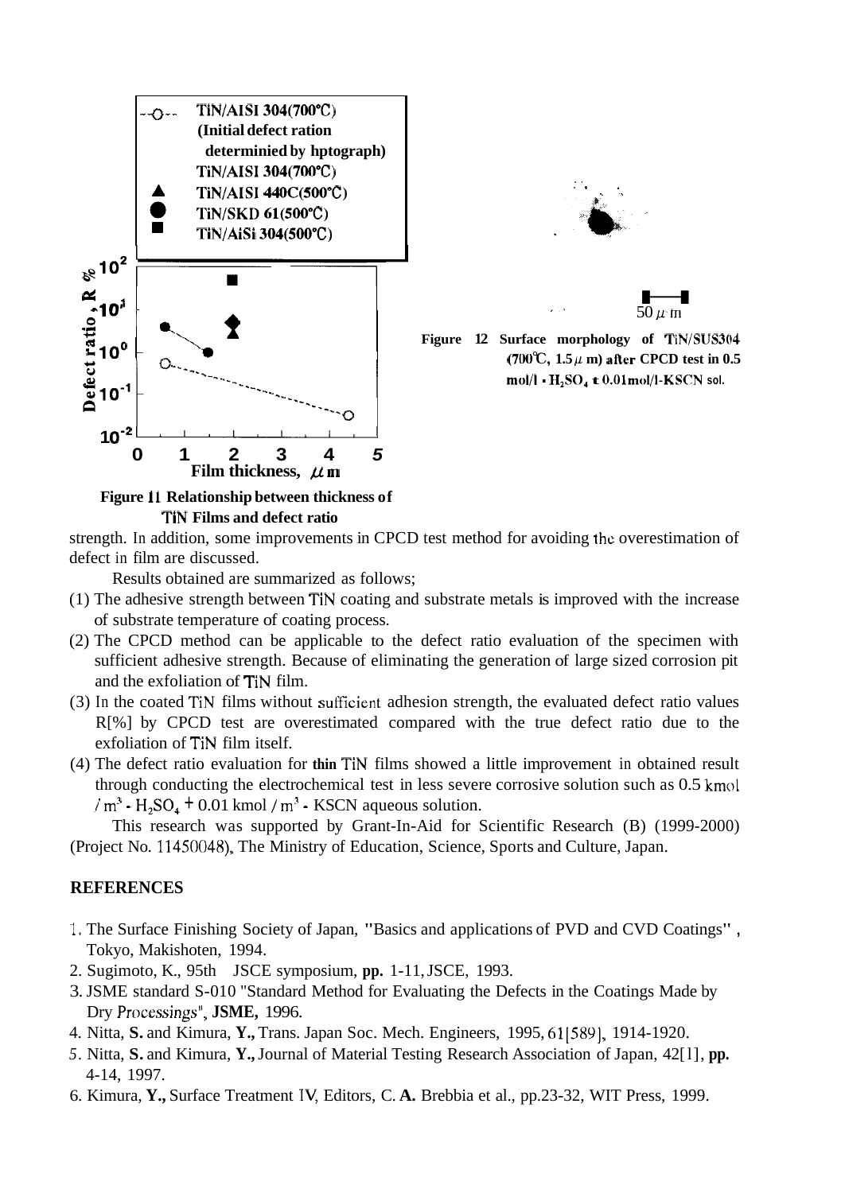--○-- TiN/AISI 304(700℃)
(Initial defect ration
determinied by hptograph)
TiN/AISI 304(700℃)
▲ TiN/AISI 440C(500℃)
● TiN/SKD 61(500℃)
■ TiN/AiSi 304(500℃)

Defect ratio, R %

$10^2$
$10^1$
$10^0$
$10^{-1}$
$10^{-2}$

0 1 2 3 4 5

Film thickness, $\mu$m

**Figure 11 Relationship between thickness of TiN Films and defect ratio**

50 $\mu$m

**Figure 12 Surface morphology of TiN/SUS304 (700℃, 1.5 $\mu$ m) after CPCD test in 0.5 mol/l - $H_2SO_4$ + 0.01mol/l-KSCN sol.**

strength. In addition, some improvements in CPCD test method for avoiding the overestimation of defect in film are discussed.

Results obtained are summarized as follows;

(1) The adhesive strength between TiN coating and substrate metals is improved with the increase of substrate temperature of coating process.
(2) The CPCD method can be applicable to the defect ratio evaluation of the specimen with sufficient adhesive strength. Because of eliminating the generation of large sized corrosion pit and the exfoliation of TiN film.
(3) In the coated TiN films without sufficient adhesion strength, the evaluated defect ratio values R[%] by CPCD test are overestimated compared with the true defect ratio due to the exfoliation of TiN film itself.
(4) The defect ratio evaluation for thin TiN films showed a little improvement in obtained result through conducting the electrochemical test in less severe corrosive solution such as 0.5 kmol / $m^3$ - $H_2SO_4$ + 0.01 kmol / $m^3$ - KSCN aqueous solution.

This research was supported by Grant-In-Aid for Scientific Research (B) (1999-2000) (Project No. 11450048), The Ministry of Education, Science, Sports and Culture, Japan.

## REFERENCES

1. The Surface Finishing Society of Japan, "Basics and applications of PVD and CVD Coatings", Tokyo, Makishoten, 1994.
2. Sugimoto, K., 95th JSCE symposium, **pp.** 1-11, JSCE, 1993.
3. JSME standard S-010 "Standard Method for Evaluating the Defects in the Coatings Made by Dry Processings", **JSME,** 1996.
4. Nitta, **S.** and Kimura, **Y.,** Trans. Japan Soc. Mech. Engineers, 1995, 61[589], 1914-1920.
5. Nitta, **S.** and Kimura, **Y.,** Journal of Material Testing Research Association of Japan, 42[1], **pp.** 4-14, 1997.
6. Kimura, **Y.,** Surface Treatment IV, Editors, C. **A.** Brebbia et al., pp.23-32, WIT Press, 1999.